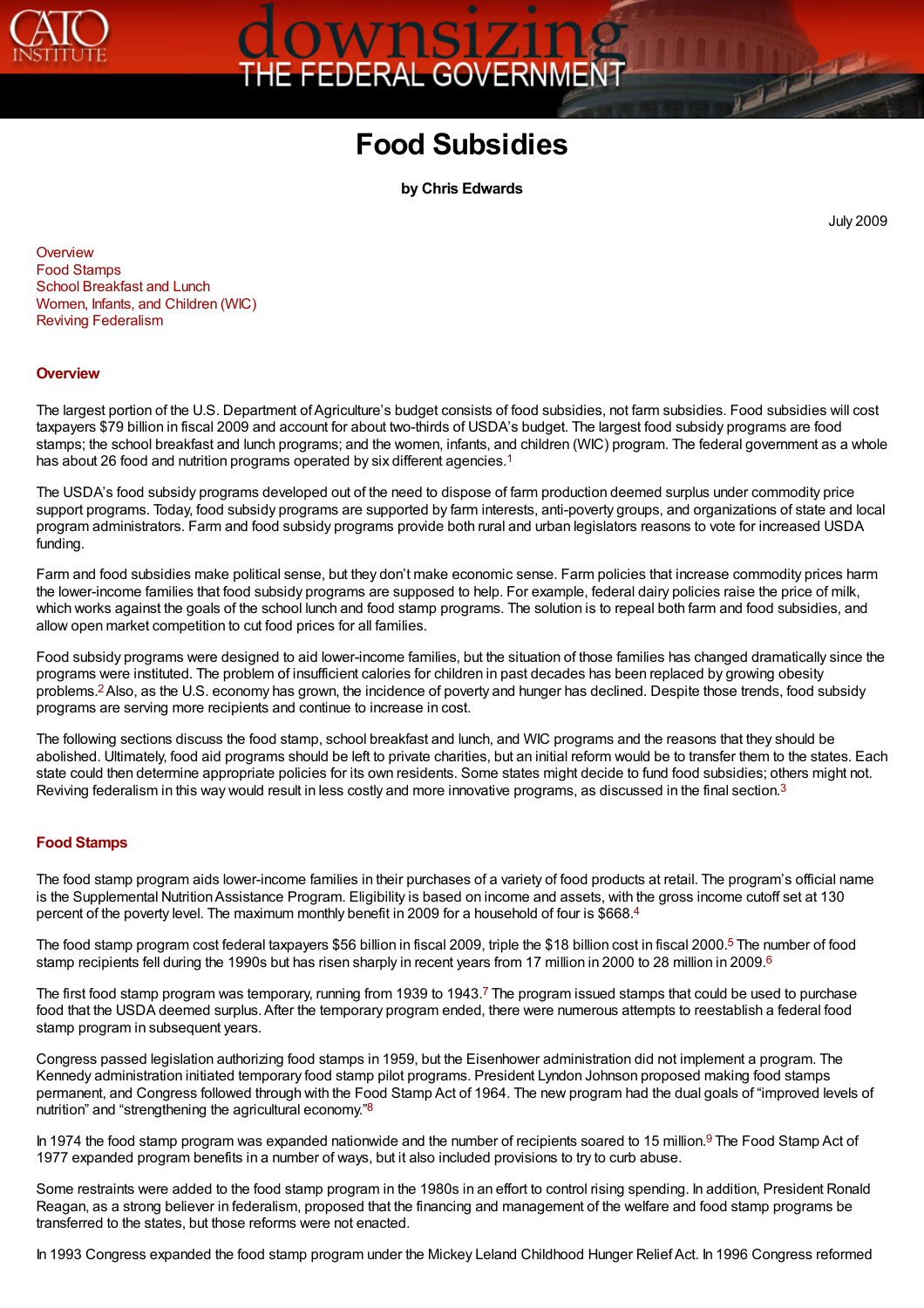# Food Subsidies

**by Chris Edwards**

July 2009

- Overview
- Food Stamps
- School Breakfast and Lunch
- Women, Infants, and Children (WIC)
- Reviving Federalism

## Overview

The largest portion of the U.S. Department of Agriculture's budget consists of food subsidies, not farm subsidies. Food subsidies will cost taxpayers $79 billion in fiscal 2009 and account for about two-thirds of USDA's budget. The largest food subsidy programs are food stamps; the school breakfast and lunch programs; and the women, infants, and children (WIC) program. The federal government as a whole has about 26 food and nutrition programs operated by six different agencies.[1]

The USDA's food subsidy programs developed out of the need to dispose of farm production deemed surplus under commodity price support programs. Today, food subsidy programs are supported by farm interests, anti-poverty groups, and organizations of state and local program administrators. Farm and food subsidy programs provide both rural and urban legislators reasons to vote for increased USDA funding.

Farm and food subsidies make political sense, but they don't make economic sense. Farm policies that increase commodity prices harm the lower-income families that food subsidy programs are supposed to help. For example, federal dairy policies raise the price of milk, which works against the goals of the school lunch and food stamp programs. The solution is to repeal both farm and food subsidies, and allow open market competition to cut food prices for all families.

Food subsidy programs were designed to aid lower-income families, but the situation of those families has changed dramatically since the programs were instituted. The problem of insufficient calories for children in past decades has been replaced by growing obesity problems.[2] Also, as the U.S. economy has grown, the incidence of poverty and hunger has declined. Despite those trends, food subsidy programs are serving more recipients and continue to increase in cost.

The following sections discuss the food stamp, school breakfast and lunch, and WIC programs and the reasons that they should be abolished. Ultimately, food aid programs should be left to private charities, but an initial reform would be to transfer them to the states. Each state could then determine appropriate policies for its own residents. Some states might decide to fund food subsidies; others might not. Reviving federalism in this way would result in less costly and more innovative programs, as discussed in the final section.[3]

## Food Stamps

The food stamp program aids lower-income families in their purchases of a variety of food products at retail. The program's official name is the Supplemental Nutrition Assistance Program. Eligibility is based on income and assets, with the gross income cutoff set at 130 percent of the poverty level. The maximum monthly benefit in 2009 for a household of four is $668.[4]

The food stamp program cost federal taxpayers $56 billion in fiscal 2009, triple the $18 billion cost in fiscal 2000.[5] The number of food stamp recipients fell during the 1990s but has risen sharply in recent years from 17 million in 2000 to 28 million in 2009.[6]

The first food stamp program was temporary, running from 1939 to 1943.[7] The program issued stamps that could be used to purchase food that the USDA deemed surplus. After the temporary program ended, there were numerous attempts to reestablish a federal food stamp program in subsequent years.

Congress passed legislation authorizing food stamps in 1959, but the Eisenhower administration did not implement a program. The Kennedy administration initiated temporary food stamp pilot programs. President Lyndon Johnson proposed making food stamps permanent, and Congress followed through with the Food Stamp Act of 1964. The new program had the dual goals of "improved levels of nutrition" and "strengthening the agricultural economy."[8]

In 1974 the food stamp program was expanded nationwide and the number of recipients soared to 15 million.[9] The Food Stamp Act of 1977 expanded program benefits in a number of ways, but it also included provisions to try to curb abuse.

Some restraints were added to the food stamp program in the 1980s in an effort to control rising spending. In addition, President Ronald Reagan, as a strong believer in federalism, proposed that the financing and management of the welfare and food stamp programs be transferred to the states, but those reforms were not enacted.

In 1993 Congress expanded the food stamp program under the Mickey Leland Childhood Hunger Relief Act. In 1996 Congress reformed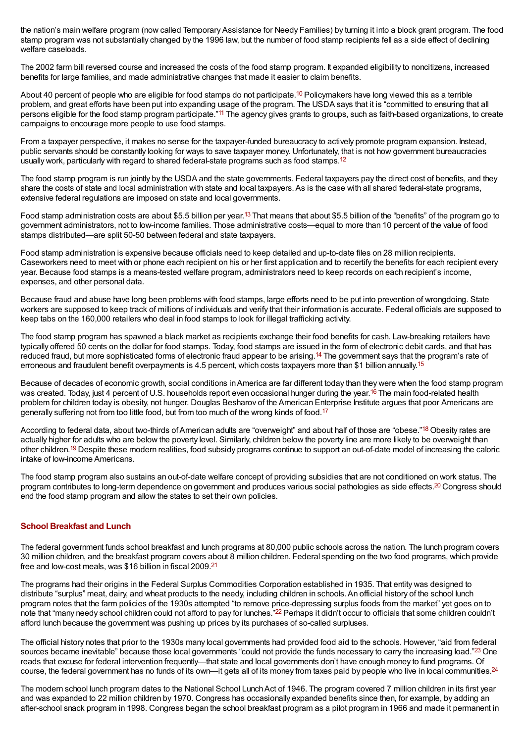the nation's main welfare program (now called Temporary Assistance for Needy Families) by turning it into a block grant program. The food stamp program was not substantially changed by the 1996 law, but the number of food stamp recipients fell as a side effect of declining welfare caseloads.

The 2002 farm bill reversed course and increased the costs of the food stamp program. It expanded eligibility to noncitizens, increased benefits for large families, and made administrative changes that made it easier to claim benefits.

About 40 percent of people who are eligible for food stamps do not participate.[10] Policymakers have long viewed this as a terrible problem, and great efforts have been put into expanding usage of the program. The USDA says that it is "committed to ensuring that all persons eligible for the food stamp program participate."[11] The agency gives grants to groups, such as faith-based organizations, to create campaigns to encourage more people to use food stamps.

From a taxpayer perspective, it makes no sense for the taxpayer-funded bureaucracy to actively promote program expansion. Instead, public servants should be constantly looking for ways to save taxpayer money. Unfortunately, that is not how government bureaucracies usually work, particularly with regard to shared federal-state programs such as food stamps.[12]

The food stamp program is run jointly by the USDA and the state governments. Federal taxpayers pay the direct cost of benefits, and they share the costs of state and local administration with state and local taxpayers. As is the case with all shared federal-state programs, extensive federal regulations are imposed on state and local governments.

Food stamp administration costs are about $5.5 billion per year.[13] That means that about $5.5 billion of the "benefits" of the program go to government administrators, not to low-income families. Those administrative costs—equal to more than 10 percent of the value of food stamps distributed—are split 50-50 between federal and state taxpayers.

Food stamp administration is expensive because officials need to keep detailed and up-to-date files on 28 million recipients. Caseworkers need to meet with or phone each recipient on his or her first application and to recertify the benefits for each recipient every year. Because food stamps is a means-tested welfare program, administrators need to keep records on each recipient's income, expenses, and other personal data.

Because fraud and abuse have long been problems with food stamps, large efforts need to be put into prevention of wrongdoing. State workers are supposed to keep track of millions of individuals and verify that their information is accurate. Federal officials are supposed to keep tabs on the 160,000 retailers who deal in food stamps to look for illegal trafficking activity.

The food stamp program has spawned a black market as recipients exchange their food benefits for cash. Law-breaking retailers have typically offered 50 cents on the dollar for food stamps. Today, food stamps are issued in the form of electronic debit cards, and that has reduced fraud, but more sophisticated forms of electronic fraud appear to be arising.[14] The government says that the program's rate of erroneous and fraudulent benefit overpayments is 4.5 percent, which costs taxpayers more than $1 billion annually.[15]

Because of decades of economic growth, social conditions in America are far different today than they were when the food stamp program was created. Today, just 4 percent of U.S. households report even occasional hunger during the year.[16] The main food-related health problem for children today is obesity, not hunger. Douglas Besharov of the American Enterprise Institute argues that poor Americans are generally suffering not from too little food, but from too much of the wrong kinds of food.[17]

According to federal data, about two-thirds of American adults are "overweight" and about half of those are "obese."[18] Obesity rates are actually higher for adults who are below the poverty level. Similarly, children below the poverty line are more likely to be overweight than other children.[19] Despite these modern realities, food subsidy programs continue to support an out-of-date model of increasing the caloric intake of low-income Americans.

The food stamp program also sustains an out-of-date welfare concept of providing subsidies that are not conditioned on work status. The program contributes to long-term dependence on government and produces various social pathologies as side effects.[20] Congress should end the food stamp program and allow the states to set their own policies.

## School Breakfast and Lunch

The federal government funds school breakfast and lunch programs at 80,000 public schools across the nation. The lunch program covers 30 million children, and the breakfast program covers about 8 million children. Federal spending on the two food programs, which provide free and low-cost meals, was $16 billion in fiscal 2009.[21]

The programs had their origins in the Federal Surplus Commodities Corporation established in 1935. That entity was designed to distribute "surplus" meat, dairy, and wheat products to the needy, including children in schools. An official history of the school lunch program notes that the farm policies of the 1930s attempted "to remove price-depressing surplus foods from the market" yet goes on to note that "many needy school children could not afford to pay for lunches."[22] Perhaps it didn't occur to officials that some children couldn't afford lunch because the government was pushing up prices by its purchases of so-called surpluses.

The official history notes that prior to the 1930s many local governments had provided food aid to the schools. However, "aid from federal sources became inevitable" because those local governments "could not provide the funds necessary to carry the increasing load."[23] One reads that excuse for federal intervention frequently—that state and local governments don't have enough money to fund programs. Of course, the federal government has no funds of its own—it gets all of its money from taxes paid by people who live in local communities.[24]

The modern school lunch program dates to the National School Lunch Act of 1946. The program covered 7 million children in its first year and was expanded to 22 million children by 1970. Congress has occasionally expanded benefits since then, for example, by adding an after-school snack program in 1998. Congress began the school breakfast program as a pilot program in 1966 and made it permanent in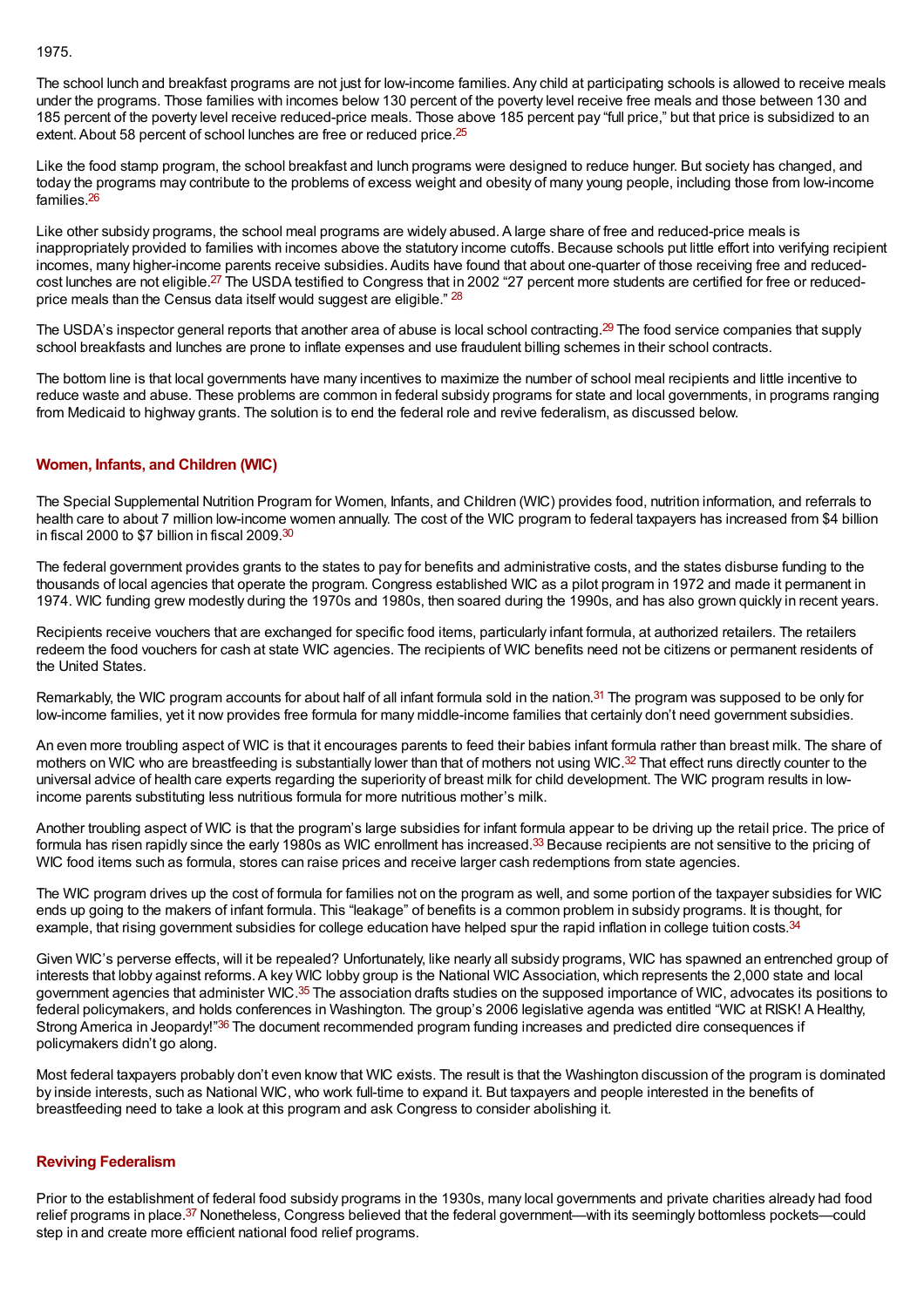1975.

The school lunch and breakfast programs are not just for low-income families. Any child at participating schools is allowed to receive meals under the programs. Those families with incomes below 130 percent of the poverty level receive free meals and those between 130 and 185 percent of the poverty level receive reduced-price meals. Those above 185 percent pay "full price," but that price is subsidized to an extent. About 58 percent of school lunches are free or reduced price.[25]

Like the food stamp program, the school breakfast and lunch programs were designed to reduce hunger. But society has changed, and today the programs may contribute to the problems of excess weight and obesity of many young people, including those from low-income families.[26]

Like other subsidy programs, the school meal programs are widely abused. A large share of free and reduced-price meals is inappropriately provided to families with incomes above the statutory income cutoffs. Because schools put little effort into verifying recipient incomes, many higher-income parents receive subsidies. Audits have found that about one-quarter of those receiving free and reduced-cost lunches are not eligible.[27] The USDA testified to Congress that in 2002 "27 percent more students are certified for free or reduced-price meals than the Census data itself would suggest are eligible." [28]

The USDA's inspector general reports that another area of abuse is local school contracting.[29] The food service companies that supply school breakfasts and lunches are prone to inflate expenses and use fraudulent billing schemes in their school contracts.

The bottom line is that local governments have many incentives to maximize the number of school meal recipients and little incentive to reduce waste and abuse. These problems are common in federal subsidy programs for state and local governments, in programs ranging from Medicaid to highway grants. The solution is to end the federal role and revive federalism, as discussed below.

## Women, Infants, and Children (WIC)

The Special Supplemental Nutrition Program for Women, Infants, and Children (WIC) provides food, nutrition information, and referrals to health care to about 7 million low-income women annually. The cost of the WIC program to federal taxpayers has increased from $4 billion in fiscal 2000 to $7 billion in fiscal 2009.[30]

The federal government provides grants to the states to pay for benefits and administrative costs, and the states disburse funding to the thousands of local agencies that operate the program. Congress established WIC as a pilot program in 1972 and made it permanent in 1974. WIC funding grew modestly during the 1970s and 1980s, then soared during the 1990s, and has also grown quickly in recent years.

Recipients receive vouchers that are exchanged for specific food items, particularly infant formula, at authorized retailers. The retailers redeem the food vouchers for cash at state WIC agencies. The recipients of WIC benefits need not be citizens or permanent residents of the United States.

Remarkably, the WIC program accounts for about half of all infant formula sold in the nation.[31] The program was supposed to be only for low-income families, yet it now provides free formula for many middle-income families that certainly don't need government subsidies.

An even more troubling aspect of WIC is that it encourages parents to feed their babies infant formula rather than breast milk. The share of mothers on WIC who are breastfeeding is substantially lower than that of mothers not using WIC.[32] That effect runs directly counter to the universal advice of health care experts regarding the superiority of breast milk for child development. The WIC program results in low-income parents substituting less nutritious formula for more nutritious mother's milk.

Another troubling aspect of WIC is that the program's large subsidies for infant formula appear to be driving up the retail price. The price of formula has risen rapidly since the early 1980s as WIC enrollment has increased.[33] Because recipients are not sensitive to the pricing of WIC food items such as formula, stores can raise prices and receive larger cash redemptions from state agencies.

The WIC program drives up the cost of formula for families not on the program as well, and some portion of the taxpayer subsidies for WIC ends up going to the makers of infant formula. This "leakage" of benefits is a common problem in subsidy programs. It is thought, for example, that rising government subsidies for college education have helped spur the rapid inflation in college tuition costs.[34]

Given WIC's perverse effects, will it be repealed? Unfortunately, like nearly all subsidy programs, WIC has spawned an entrenched group of interests that lobby against reforms. A key WIC lobby group is the National WIC Association, which represents the 2,000 state and local government agencies that administer WIC.[35] The association drafts studies on the supposed importance of WIC, advocates its positions to federal policymakers, and holds conferences in Washington. The group's 2006 legislative agenda was entitled "WIC at RISK! A Healthy, Strong America in Jeopardy!"[36] The document recommended program funding increases and predicted dire consequences if policymakers didn't go along.

Most federal taxpayers probably don't even know that WIC exists. The result is that the Washington discussion of the program is dominated by inside interests, such as National WIC, who work full-time to expand it. But taxpayers and people interested in the benefits of breastfeeding need to take a look at this program and ask Congress to consider abolishing it.

## Reviving Federalism

Prior to the establishment of federal food subsidy programs in the 1930s, many local governments and private charities already had food relief programs in place.[37] Nonetheless, Congress believed that the federal government—with its seemingly bottomless pockets—could step in and create more efficient national food relief programs.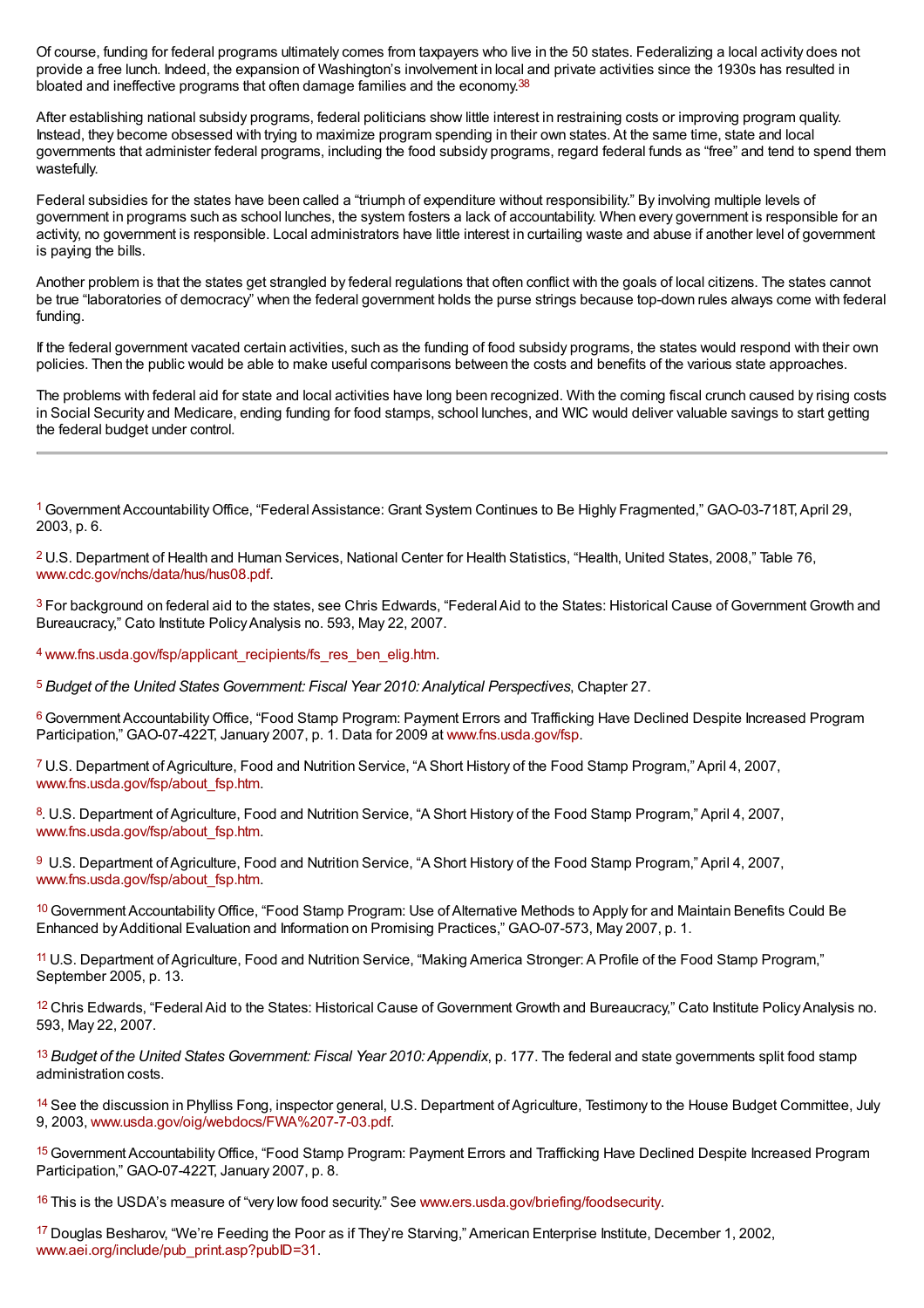Of course, funding for federal programs ultimately comes from taxpayers who live in the 50 states. Federalizing a local activity does not provide a free lunch. Indeed, the expansion of Washington's involvement in local and private activities since the 1930s has resulted in bloated and ineffective programs that often damage families and the economy.[38]

After establishing national subsidy programs, federal politicians show little interest in restraining costs or improving program quality. Instead, they become obsessed with trying to maximize program spending in their own states. At the same time, state and local governments that administer federal programs, including the food subsidy programs, regard federal funds as "free" and tend to spend them wastefully.

Federal subsidies for the states have been called a "triumph of expenditure without responsibility." By involving multiple levels of government in programs such as school lunches, the system fosters a lack of accountability. When every government is responsible for an activity, no government is responsible. Local administrators have little interest in curtailing waste and abuse if another level of government is paying the bills.

Another problem is that the states get strangled by federal regulations that often conflict with the goals of local citizens. The states cannot be true "laboratories of democracy" when the federal government holds the purse strings because top-down rules always come with federal funding.

If the federal government vacated certain activities, such as the funding of food subsidy programs, the states would respond with their own policies. Then the public would be able to make useful comparisons between the costs and benefits of the various state approaches.

The problems with federal aid for state and local activities have long been recognized. With the coming fiscal crunch caused by rising costs in Social Security and Medicare, ending funding for food stamps, school lunches, and WIC would deliver valuable savings to start getting the federal budget under control.

---

[1] Government Accountability Office, "Federal Assistance: Grant System Continues to Be Highly Fragmented," GAO-03-718T, April 29, 2003, p. 6.

[2] U.S. Department of Health and Human Services, National Center for Health Statistics, "Health, United States, 2008," Table 76, www.cdc.gov/nchs/data/hus/hus08.pdf.

[3] For background on federal aid to the states, see Chris Edwards, "Federal Aid to the States: Historical Cause of Government Growth and Bureaucracy," Cato Institute Policy Analysis no. 593, May 22, 2007.

[4] www.fns.usda.gov/fsp/applicant_recipients/fs_res_ben_elig.htm.

[5] *Budget of the United States Government: Fiscal Year 2010: Analytical Perspectives*, Chapter 27.

[6] Government Accountability Office, "Food Stamp Program: Payment Errors and Trafficking Have Declined Despite Increased Program Participation," GAO-07-422T, January 2007, p. 1. Data for 2009 at www.fns.usda.gov/fsp.

[7] U.S. Department of Agriculture, Food and Nutrition Service, "A Short History of the Food Stamp Program," April 4, 2007, www.fns.usda.gov/fsp/about_fsp.htm.

[8]. U.S. Department of Agriculture, Food and Nutrition Service, "A Short History of the Food Stamp Program," April 4, 2007, www.fns.usda.gov/fsp/about_fsp.htm.

[9] U.S. Department of Agriculture, Food and Nutrition Service, "A Short History of the Food Stamp Program," April 4, 2007, www.fns.usda.gov/fsp/about_fsp.htm.

[10] Government Accountability Office, "Food Stamp Program: Use of Alternative Methods to Apply for and Maintain Benefits Could Be Enhanced by Additional Evaluation and Information on Promising Practices," GAO-07-573, May 2007, p. 1.

[11] U.S. Department of Agriculture, Food and Nutrition Service, "Making America Stronger: A Profile of the Food Stamp Program," September 2005, p. 13.

[12] Chris Edwards, "Federal Aid to the States: Historical Cause of Government Growth and Bureaucracy," Cato Institute Policy Analysis no. 593, May 22, 2007.

[13] *Budget of the United States Government: Fiscal Year 2010: Appendix*, p. 177. The federal and state governments split food stamp administration costs.

[14] See the discussion in Phylliss Fong, inspector general, U.S. Department of Agriculture, Testimony to the House Budget Committee, July 9, 2003, www.usda.gov/oig/webdocs/FWA%207-7-03.pdf.

[15] Government Accountability Office, "Food Stamp Program: Payment Errors and Trafficking Have Declined Despite Increased Program Participation," GAO-07-422T, January 2007, p. 8.

[16] This is the USDA's measure of "very low food security." See www.ers.usda.gov/briefing/foodsecurity.

[17] Douglas Besharov, "We're Feeding the Poor as if They're Starving," American Enterprise Institute, December 1, 2002, www.aei.org/include/pub_print.asp?pubID=31.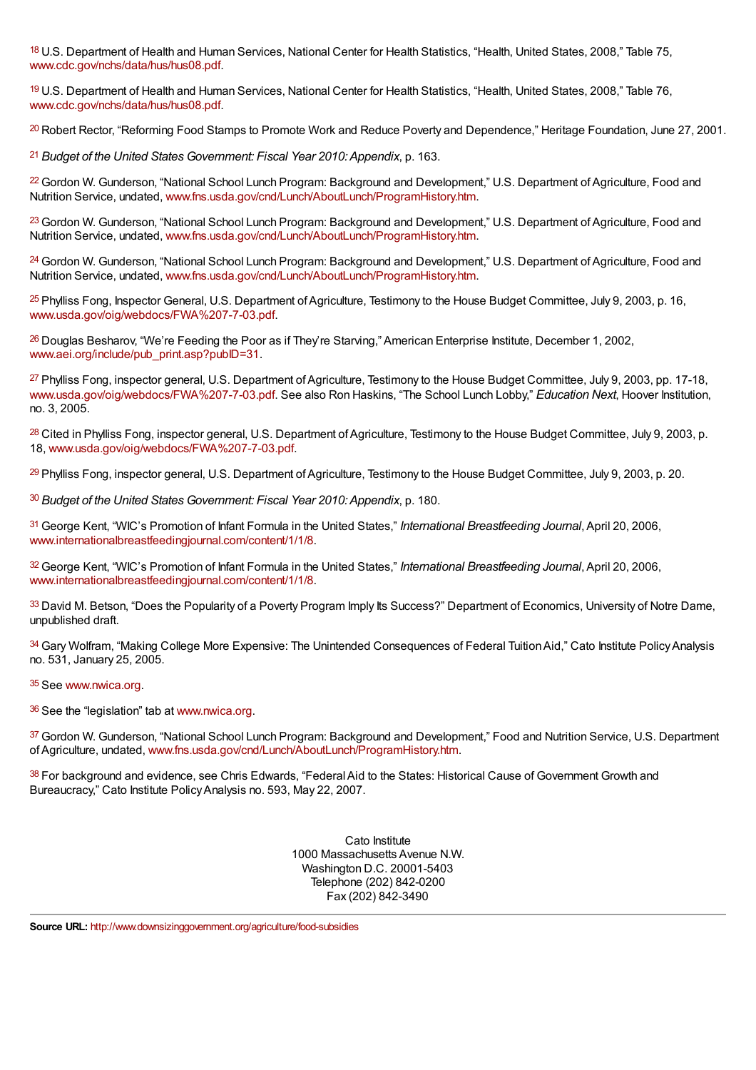[18] U.S. Department of Health and Human Services, National Center for Health Statistics, "Health, United States, 2008," Table 75, www.cdc.gov/nchs/data/hus/hus08.pdf.

[19] U.S. Department of Health and Human Services, National Center for Health Statistics, "Health, United States, 2008," Table 76, www.cdc.gov/nchs/data/hus/hus08.pdf.

[20] Robert Rector, "Reforming Food Stamps to Promote Work and Reduce Poverty and Dependence," Heritage Foundation, June 27, 2001.

[21] *Budget of the United States Government: Fiscal Year 2010: Appendix*, p. 163.

[22] Gordon W. Gunderson, "National School Lunch Program: Background and Development," U.S. Department of Agriculture, Food and Nutrition Service, undated, www.fns.usda.gov/cnd/Lunch/AboutLunch/ProgramHistory.htm.

[23] Gordon W. Gunderson, "National School Lunch Program: Background and Development," U.S. Department of Agriculture, Food and Nutrition Service, undated, www.fns.usda.gov/cnd/Lunch/AboutLunch/ProgramHistory.htm.

[24] Gordon W. Gunderson, "National School Lunch Program: Background and Development," U.S. Department of Agriculture, Food and Nutrition Service, undated, www.fns.usda.gov/cnd/Lunch/AboutLunch/ProgramHistory.htm.

[25] Phylliss Fong, Inspector General, U.S. Department of Agriculture, Testimony to the House Budget Committee, July 9, 2003, p. 16, www.usda.gov/oig/webdocs/FWA%207-7-03.pdf.

[26] Douglas Besharov, "We're Feeding the Poor as if They're Starving," American Enterprise Institute, December 1, 2002, www.aei.org/include/pub_print.asp?pubID=31.

[27] Phylliss Fong, inspector general, U.S. Department of Agriculture, Testimony to the House Budget Committee, July 9, 2003, pp. 17-18, www.usda.gov/oig/webdocs/FWA%207-7-03.pdf. See also Ron Haskins, "The School Lunch Lobby," *Education Next*, Hoover Institution, no. 3, 2005.

[28] Cited in Phylliss Fong, inspector general, U.S. Department of Agriculture, Testimony to the House Budget Committee, July 9, 2003, p. 18, www.usda.gov/oig/webdocs/FWA%207-7-03.pdf.

[29] Phylliss Fong, inspector general, U.S. Department of Agriculture, Testimony to the House Budget Committee, July 9, 2003, p. 20.

[30] *Budget of the United States Government: Fiscal Year 2010: Appendix*, p. 180.

[31] George Kent, "WIC's Promotion of Infant Formula in the United States," *International Breastfeeding Journal*, April 20, 2006, www.internationalbreastfeedingjournal.com/content/1/1/8.

[32] George Kent, "WIC's Promotion of Infant Formula in the United States," *International Breastfeeding Journal*, April 20, 2006, www.internationalbreastfeedingjournal.com/content/1/1/8.

[33] David M. Betson, "Does the Popularity of a Poverty Program Imply Its Success?" Department of Economics, University of Notre Dame, unpublished draft.

[34] Gary Wolfram, "Making College More Expensive: The Unintended Consequences of Federal Tuition Aid," Cato Institute Policy Analysis no. 531, January 25, 2005.

[35] See www.nwica.org.

[36] See the "legislation" tab at www.nwica.org.

[37] Gordon W. Gunderson, "National School Lunch Program: Background and Development," Food and Nutrition Service, U.S. Department of Agriculture, undated, www.fns.usda.gov/cnd/Lunch/AboutLunch/ProgramHistory.htm.

[38] For background and evidence, see Chris Edwards, "Federal Aid to the States: Historical Cause of Government Growth and Bureaucracy," Cato Institute Policy Analysis no. 593, May 22, 2007.

Cato Institute
1000 Massachusetts Avenue N.W.
Washington D.C. 20001-5403
Telephone (202) 842-0200
Fax (202) 842-3490

**Source URL:** http://www.downsizinggovernment.org/agriculture/food-subsidies